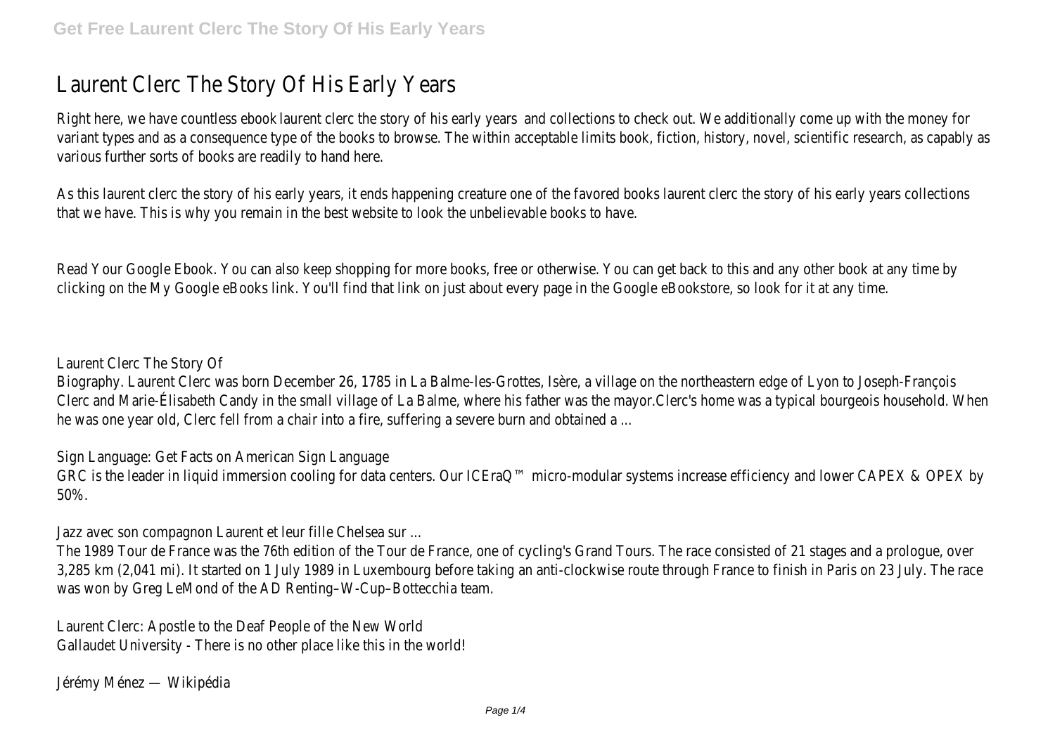# Laurent Clerc The Story Of His Early Years

Right here, we have countless ebook laurent clerc the story of his early years and collections to check out. We additionally come up with the money for variant types and as a consequence type of the books to browse. The within acceptable limits book, fiction, history, novel, scientific research, as capably as various further sorts of books are readily to hand here.

As this laurent clerc the story of his early years, it ends happening creature one of the favored books laurent clerc the story of his early years collections that we have. This is why you remain in the best website to look the unbelievable books to have.

Read Your Google Ebook. You can also keep shopping for more books, free or otherwise. You can get back to this and any other book at any time by clicking on the My Google eBooks link. You'll find that link on just about every page in the Google eBookstore, so look for it at any time.

Laurent Clerc The Story Of

Biography. Laurent Clerc was born December 26, 1785 in La Balme-les-Grottes, Isère, a village on the northeastern edge of Lyon to Joseph-François Clerc and Marie-Élisabeth Candy in the small village of La Balme, where his father was the mayor.Clerc's home was a typical bourgeois household. When he was one year old, Clerc fell from a chair into a fire, suffering a severe burn and obtained a ...

Sign Language: Get Facts on American Sign Language

GRC is the leader in liquid immersion cooling for data centers. Our ICEraQ™ micro-modular systems increase efficiency and lower CAPEX & OPEX by 50%.

Jazz avec son compagnon Laurent et leur fille Chelsea sur ...

The 1989 Tour de France was the 76th edition of the Tour de France, one of cycling's Grand Tours. The race consisted of 21 stages and a prologue, over 3,285 km (2,041 mi). It started on 1 July 1989 in Luxembourg before taking an anti-clockwise route through France to finish in Paris on 23 July. The race was won by Greg LeMond of the AD Renting–W-Cup–Bottecchia team.

Laurent Clerc: Apostle to the Deaf People of the New World

Gallaudet University - There is no other place like this in the world!

Jérémy Ménez — Wikipédia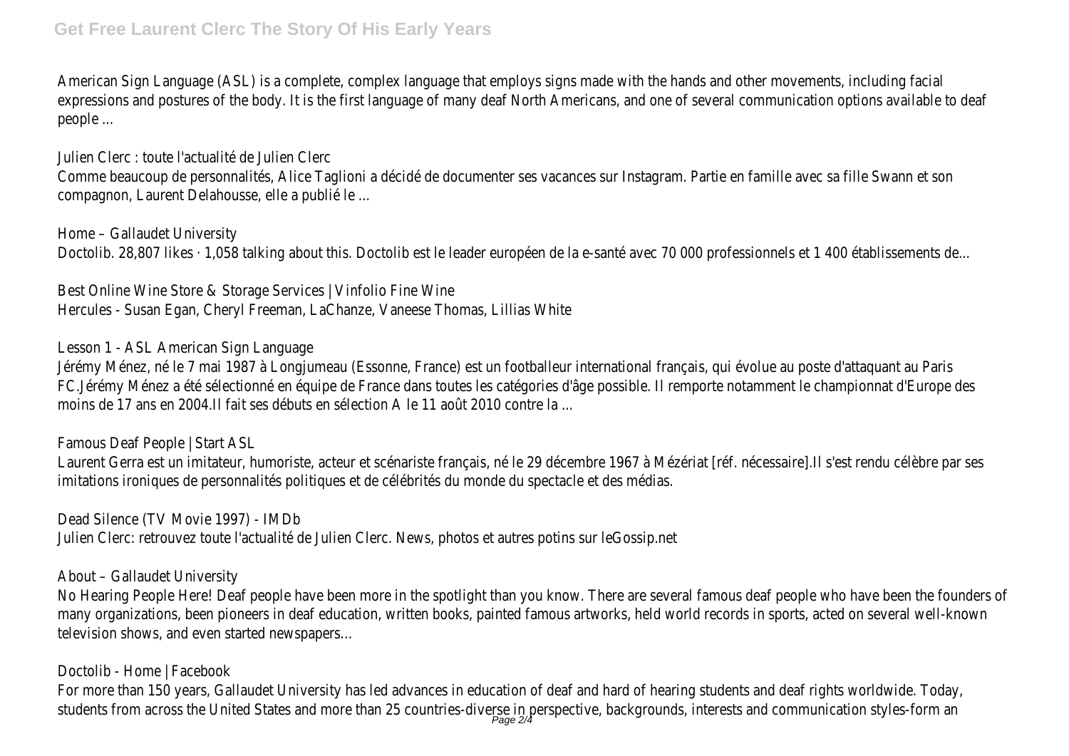American Sign Language (ASL) is a complete, complex language that employs signs made with the hands and other movements, including facial expressions and postures of the body. It is the first language of many deaf North Americans, and one of several communication options available to deaf people ...

Julien Clerc : toute l'actualité de Julien Clerc
Comme beaucoup de personnalités, Alice Taglioni a décidé de documenter ses vacances sur Instagram. Partie en famille avec sa fille Swann et son compagnon, Laurent Delahousse, elle a publié le ...

Home – Gallaudet University
Doctolib. 28,807 likes · 1,058 talking about this. Doctolib est le leader européen de la e-santé avec 70 000 professionnels et 1 400 établissements de...

Best Online Wine Store & Storage Services | Vinfolio Fine Wine
Hercules - Susan Egan, Cheryl Freeman, LaChanze, Vaneese Thomas, Lillias White

Lesson 1 - ASL American Sign Language
Jérémy Ménez, né le 7 mai 1987 à Longjumeau (Essonne, France) est un footballeur international français, qui évolue au poste d'attaquant au Paris FC.Jérémy Ménez a été sélectionné en équipe de France dans toutes les catégories d'âge possible. Il remporte notamment le championnat d'Europe des moins de 17 ans en 2004.Il fait ses débuts en sélection A le 11 août 2010 contre la ...

Famous Deaf People | Start ASL
Laurent Gerra est un imitateur, humoriste, acteur et scénariste français, né le 29 décembre 1967 à Mézériat [réf. nécessaire].Il s'est rendu célèbre par ses imitations ironiques de personnalités politiques et de célébrités du monde du spectacle et des médias.

Dead Silence (TV Movie 1997) - IMDb
Julien Clerc: retrouvez toute l'actualité de Julien Clerc. News, photos et autres potins sur leGossip.net

About – Gallaudet University
No Hearing People Here! Deaf people have been more in the spotlight than you know. There are several famous deaf people who have been the founders of many organizations, been pioneers in deaf education, written books, painted famous artworks, held world records in sports, acted on several well-known television shows, and even started newspapers…

Doctolib - Home | Facebook
For more than 150 years, Gallaudet University has led advances in education of deaf and hard of hearing students and deaf rights worldwide. Today, students from across the United States and more than 25 countries-diverse in perspective, backgrounds, interests and communication styles-form an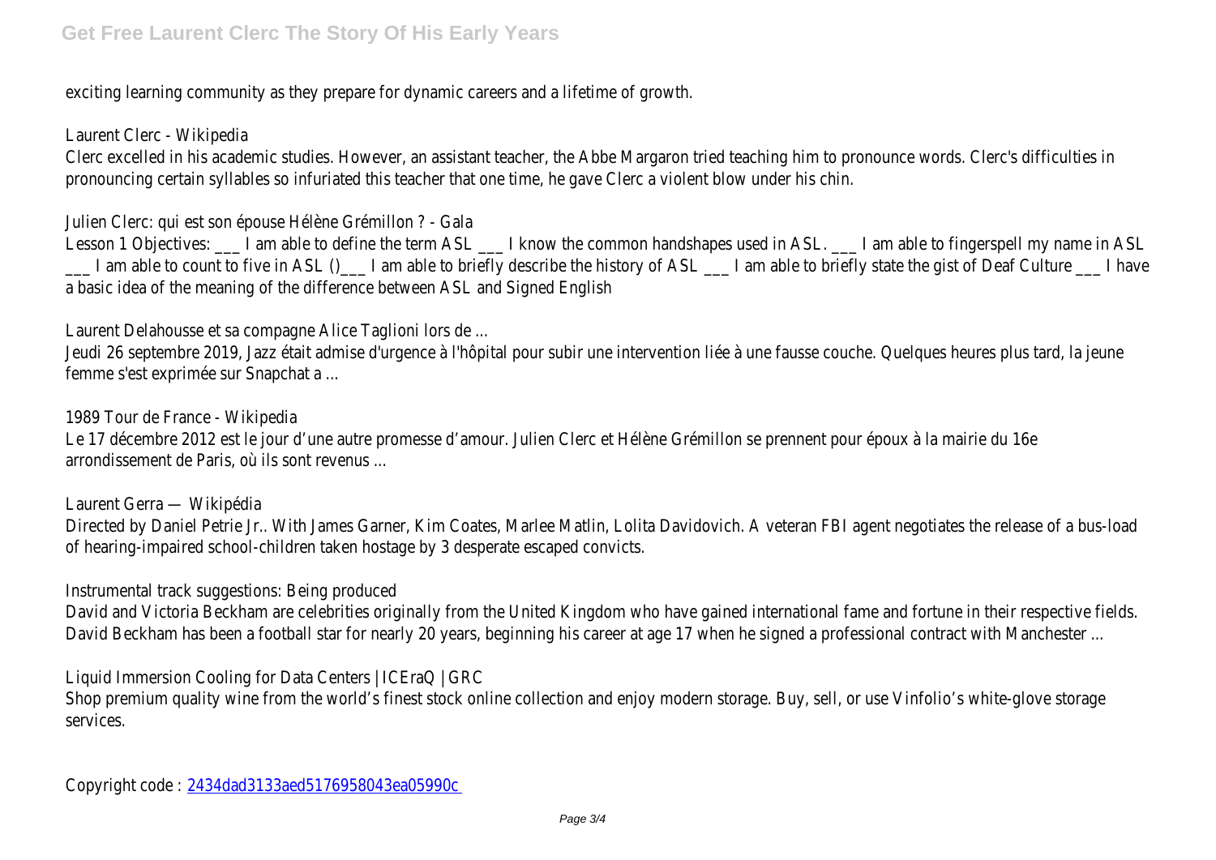exciting learning community as they prepare for dynamic careers and a lifetime of growth.

Laurent Clerc - Wikipedia

Clerc excelled in his academic studies. However, an assistant teacher, the Abbe Margaron tried teaching him to pronounce words. Clerc's difficulties in pronouncing certain syllables so infuriated this teacher that one time, he gave Clerc a violent blow under his chin.

Julien Clerc: qui est son épouse Hélène Grémillon ? - Gala

Lesson 1 Objectives: ___ I am able to define the term ASL ___ I know the common handshapes used in ASL. ___ I am able to fingerspell my name in ASL ___ I am able to count to five in ASL ()___ I am able to briefly describe the history of ASL ___ I am able to briefly state the gist of Deaf Culture ___ I have a basic idea of the meaning of the difference between ASL and Signed English

Laurent Delahousse et sa compagne Alice Taglioni lors de ...

Jeudi 26 septembre 2019, Jazz était admise d'urgence à l'hôpital pour subir une intervention liée à une fausse couche. Quelques heures plus tard, la jeune femme s'est exprimée sur Snapchat a ...

1989 Tour de France - Wikipedia

Le 17 décembre 2012 est le jour d'une autre promesse d'amour. Julien Clerc et Hélène Grémillon se prennent pour époux à la mairie du 16e arrondissement de Paris, où ils sont revenus ...

Laurent Gerra — Wikipédia

Directed by Daniel Petrie Jr.. With James Garner, Kim Coates, Marlee Matlin, Lolita Davidovich. A veteran FBI agent negotiates the release of a bus-load of hearing-impaired school-children taken hostage by 3 desperate escaped convicts.

Instrumental track suggestions: Being produced

David and Victoria Beckham are celebrities originally from the United Kingdom who have gained international fame and fortune in their respective fields. David Beckham has been a football star for nearly 20 years, beginning his career at age 17 when he signed a professional contract with Manchester ...

Liquid Immersion Cooling for Data Centers | ICEraQ | GRC

Shop premium quality wine from the world's finest stock online collection and enjoy modern storage. Buy, sell, or use Vinfolio's white-glove storage services.

Copyright code : 2434dad3133aed5176958043ea05990c